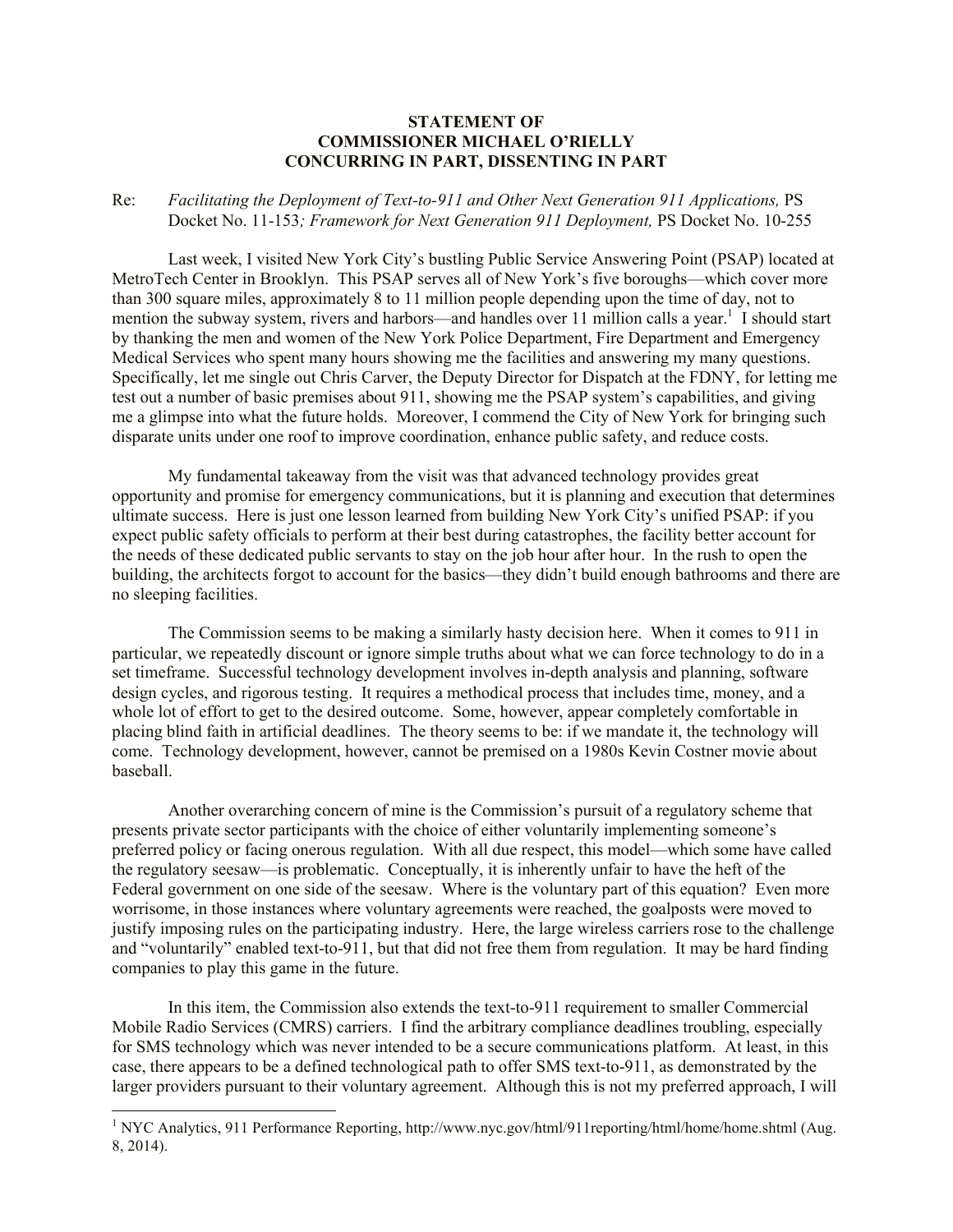**STATEMENT OF**
**COMMISSIONER MICHAEL O'RIELLY**
**CONCURRING IN PART, DISSENTING IN PART**

Re: *Facilitating the Deployment of Text-to-911 and Other Next Generation 911 Applications,* PS Docket No. 11-153*; Framework for Next Generation 911 Deployment,* PS Docket No. 10-255

Last week, I visited New York City's bustling Public Service Answering Point (PSAP) located at MetroTech Center in Brooklyn. This PSAP serves all of New York's five boroughs—which cover more than 300 square miles, approximately 8 to 11 million people depending upon the time of day, not to mention the subway system, rivers and harbors—and handles over 11 million calls a year.[1] I should start by thanking the men and women of the New York Police Department, Fire Department and Emergency Medical Services who spent many hours showing me the facilities and answering my many questions. Specifically, let me single out Chris Carver, the Deputy Director for Dispatch at the FDNY, for letting me test out a number of basic premises about 911, showing me the PSAP system's capabilities, and giving me a glimpse into what the future holds. Moreover, I commend the City of New York for bringing such disparate units under one roof to improve coordination, enhance public safety, and reduce costs.

My fundamental takeaway from the visit was that advanced technology provides great opportunity and promise for emergency communications, but it is planning and execution that determines ultimate success. Here is just one lesson learned from building New York City's unified PSAP: if you expect public safety officials to perform at their best during catastrophes, the facility better account for the needs of these dedicated public servants to stay on the job hour after hour. In the rush to open the building, the architects forgot to account for the basics—they didn't build enough bathrooms and there are no sleeping facilities.

The Commission seems to be making a similarly hasty decision here. When it comes to 911 in particular, we repeatedly discount or ignore simple truths about what we can force technology to do in a set timeframe. Successful technology development involves in-depth analysis and planning, software design cycles, and rigorous testing. It requires a methodical process that includes time, money, and a whole lot of effort to get to the desired outcome. Some, however, appear completely comfortable in placing blind faith in artificial deadlines. The theory seems to be: if we mandate it, the technology will come. Technology development, however, cannot be premised on a 1980s Kevin Costner movie about baseball.

Another overarching concern of mine is the Commission's pursuit of a regulatory scheme that presents private sector participants with the choice of either voluntarily implementing someone's preferred policy or facing onerous regulation. With all due respect, this model—which some have called the regulatory seesaw—is problematic. Conceptually, it is inherently unfair to have the heft of the Federal government on one side of the seesaw. Where is the voluntary part of this equation? Even more worrisome, in those instances where voluntary agreements were reached, the goalposts were moved to justify imposing rules on the participating industry. Here, the large wireless carriers rose to the challenge and "voluntarily" enabled text-to-911, but that did not free them from regulation. It may be hard finding companies to play this game in the future.

In this item, the Commission also extends the text-to-911 requirement to smaller Commercial Mobile Radio Services (CMRS) carriers. I find the arbitrary compliance deadlines troubling, especially for SMS technology which was never intended to be a secure communications platform. At least, in this case, there appears to be a defined technological path to offer SMS text-to-911, as demonstrated by the larger providers pursuant to their voluntary agreement. Although this is not my preferred approach, I will

[1] NYC Analytics, 911 Performance Reporting, http://www.nyc.gov/html/911reporting/html/home/home.shtml (Aug. 8, 2014).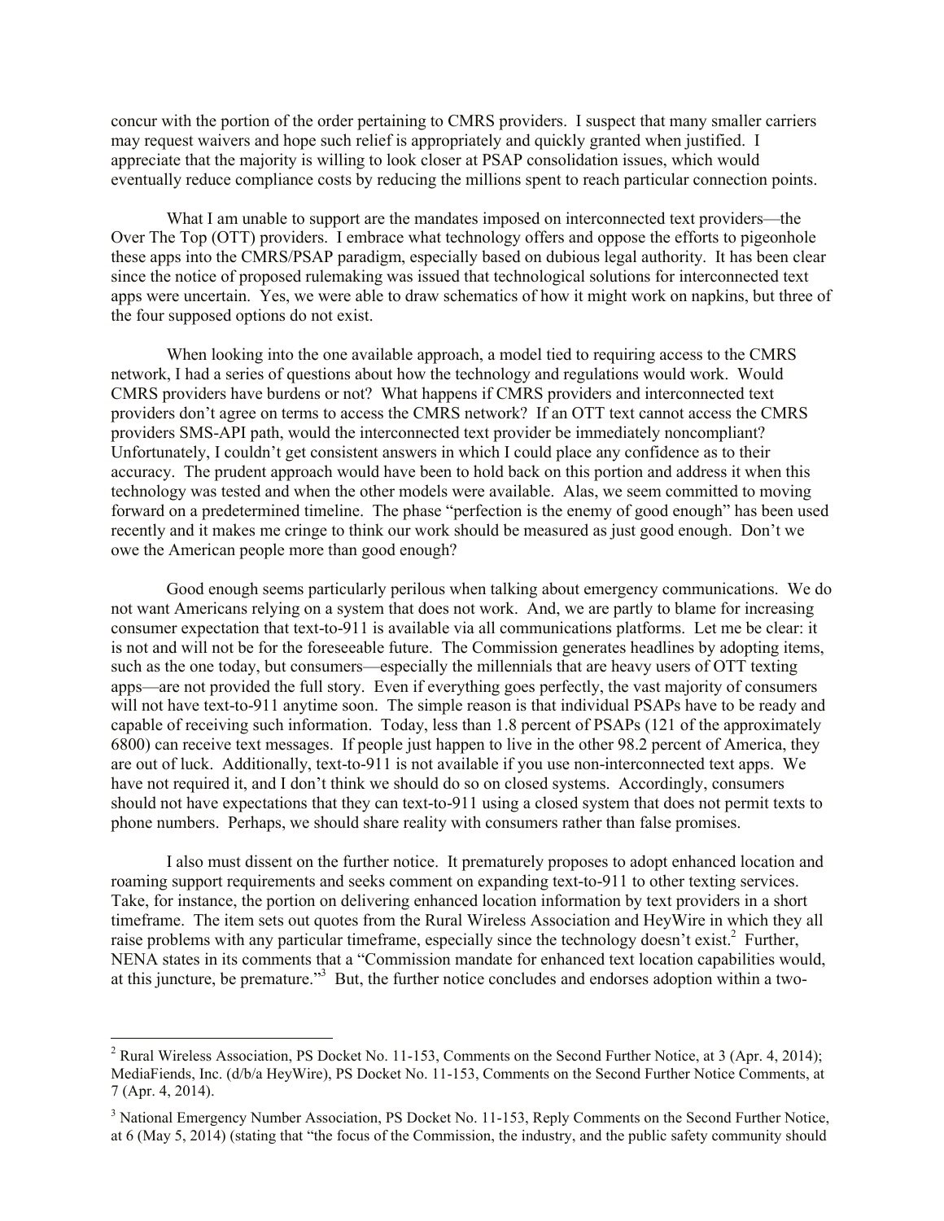concur with the portion of the order pertaining to CMRS providers. I suspect that many smaller carriers may request waivers and hope such relief is appropriately and quickly granted when justified. I appreciate that the majority is willing to look closer at PSAP consolidation issues, which would eventually reduce compliance costs by reducing the millions spent to reach particular connection points.

What I am unable to support are the mandates imposed on interconnected text providers—the Over The Top (OTT) providers. I embrace what technology offers and oppose the efforts to pigeonhole these apps into the CMRS/PSAP paradigm, especially based on dubious legal authority. It has been clear since the notice of proposed rulemaking was issued that technological solutions for interconnected text apps were uncertain. Yes, we were able to draw schematics of how it might work on napkins, but three of the four supposed options do not exist.

When looking into the one available approach, a model tied to requiring access to the CMRS network, I had a series of questions about how the technology and regulations would work. Would CMRS providers have burdens or not? What happens if CMRS providers and interconnected text providers don't agree on terms to access the CMRS network? If an OTT text cannot access the CMRS providers SMS-API path, would the interconnected text provider be immediately noncompliant? Unfortunately, I couldn't get consistent answers in which I could place any confidence as to their accuracy. The prudent approach would have been to hold back on this portion and address it when this technology was tested and when the other models were available. Alas, we seem committed to moving forward on a predetermined timeline. The phase "perfection is the enemy of good enough" has been used recently and it makes me cringe to think our work should be measured as just good enough. Don't we owe the American people more than good enough?

Good enough seems particularly perilous when talking about emergency communications. We do not want Americans relying on a system that does not work. And, we are partly to blame for increasing consumer expectation that text-to-911 is available via all communications platforms. Let me be clear: it is not and will not be for the foreseeable future. The Commission generates headlines by adopting items, such as the one today, but consumers—especially the millennials that are heavy users of OTT texting apps—are not provided the full story. Even if everything goes perfectly, the vast majority of consumers will not have text-to-911 anytime soon. The simple reason is that individual PSAPs have to be ready and capable of receiving such information. Today, less than 1.8 percent of PSAPs (121 of the approximately 6800) can receive text messages. If people just happen to live in the other 98.2 percent of America, they are out of luck. Additionally, text-to-911 is not available if you use non-interconnected text apps. We have not required it, and I don't think we should do so on closed systems. Accordingly, consumers should not have expectations that they can text-to-911 using a closed system that does not permit texts to phone numbers. Perhaps, we should share reality with consumers rather than false promises.

I also must dissent on the further notice. It prematurely proposes to adopt enhanced location and roaming support requirements and seeks comment on expanding text-to-911 to other texting services. Take, for instance, the portion on delivering enhanced location information by text providers in a short timeframe. The item sets out quotes from the Rural Wireless Association and HeyWire in which they all raise problems with any particular timeframe, especially since the technology doesn't exist.[2] Further, NENA states in its comments that a "Commission mandate for enhanced text location capabilities would, at this juncture, be premature."[3] But, the further notice concludes and endorses adoption within a two-

[2] Rural Wireless Association, PS Docket No. 11-153, Comments on the Second Further Notice, at 3 (Apr. 4, 2014); MediaFiends, Inc. (d/b/a HeyWire), PS Docket No. 11-153, Comments on the Second Further Notice Comments, at 7 (Apr. 4, 2014).

[3] National Emergency Number Association, PS Docket No. 11-153, Reply Comments on the Second Further Notice, at 6 (May 5, 2014) (stating that "the focus of the Commission, the industry, and the public safety community should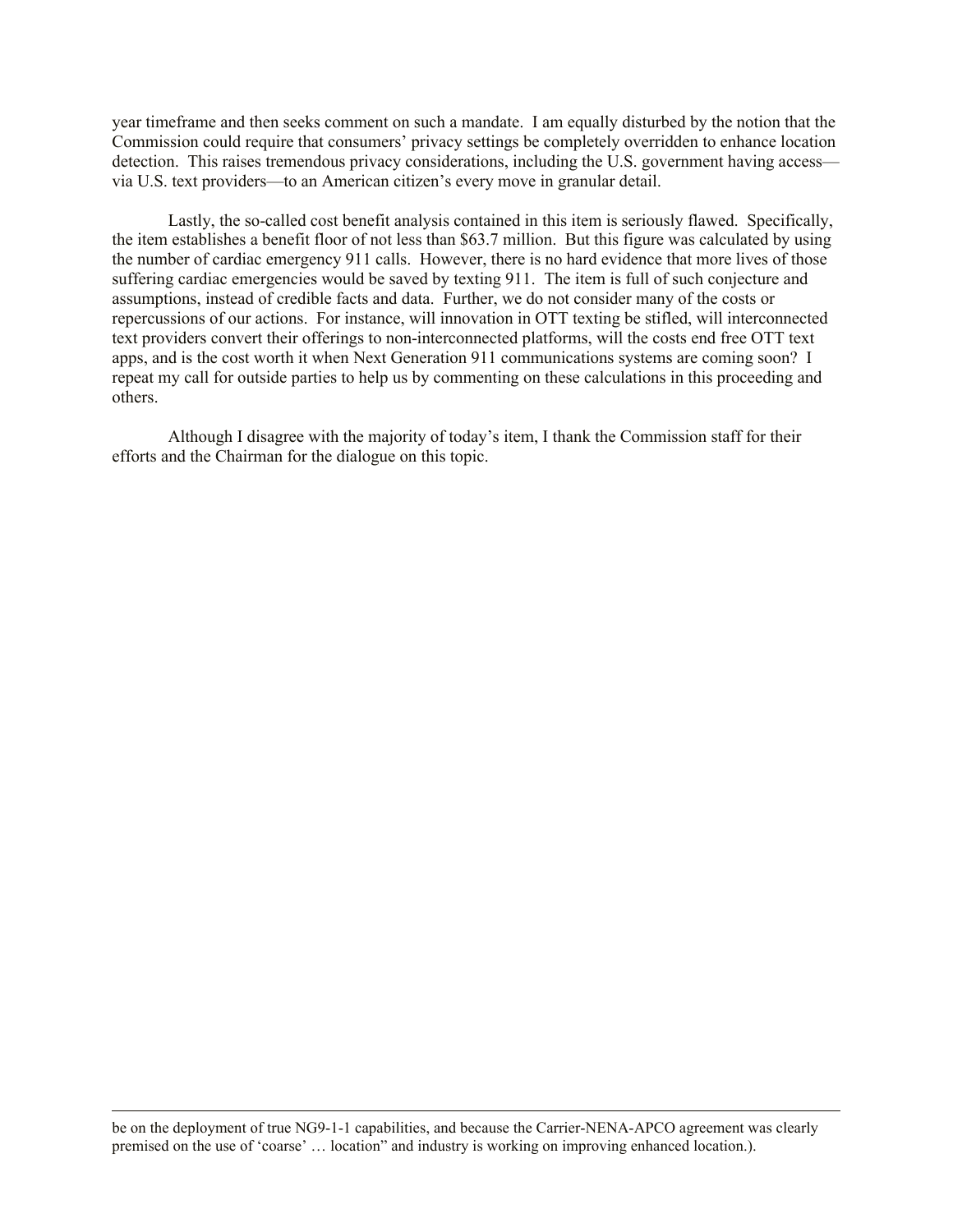year timeframe and then seeks comment on such a mandate. I am equally disturbed by the notion that the Commission could require that consumers' privacy settings be completely overridden to enhance location detection. This raises tremendous privacy considerations, including the U.S. government having access—via U.S. text providers—to an American citizen's every move in granular detail.

Lastly, the so-called cost benefit analysis contained in this item is seriously flawed. Specifically, the item establishes a benefit floor of not less than $63.7 million. But this figure was calculated by using the number of cardiac emergency 911 calls. However, there is no hard evidence that more lives of those suffering cardiac emergencies would be saved by texting 911. The item is full of such conjecture and assumptions, instead of credible facts and data. Further, we do not consider many of the costs or repercussions of our actions. For instance, will innovation in OTT texting be stifled, will interconnected text providers convert their offerings to non-interconnected platforms, will the costs end free OTT text apps, and is the cost worth it when Next Generation 911 communications systems are coming soon? I repeat my call for outside parties to help us by commenting on these calculations in this proceeding and others.

Although I disagree with the majority of today's item, I thank the Commission staff for their efforts and the Chairman for the dialogue on this topic.

---

be on the deployment of true NG9-1-1 capabilities, and because the Carrier-NENA-APCO agreement was clearly premised on the use of 'coarse' … location" and industry is working on improving enhanced location.).